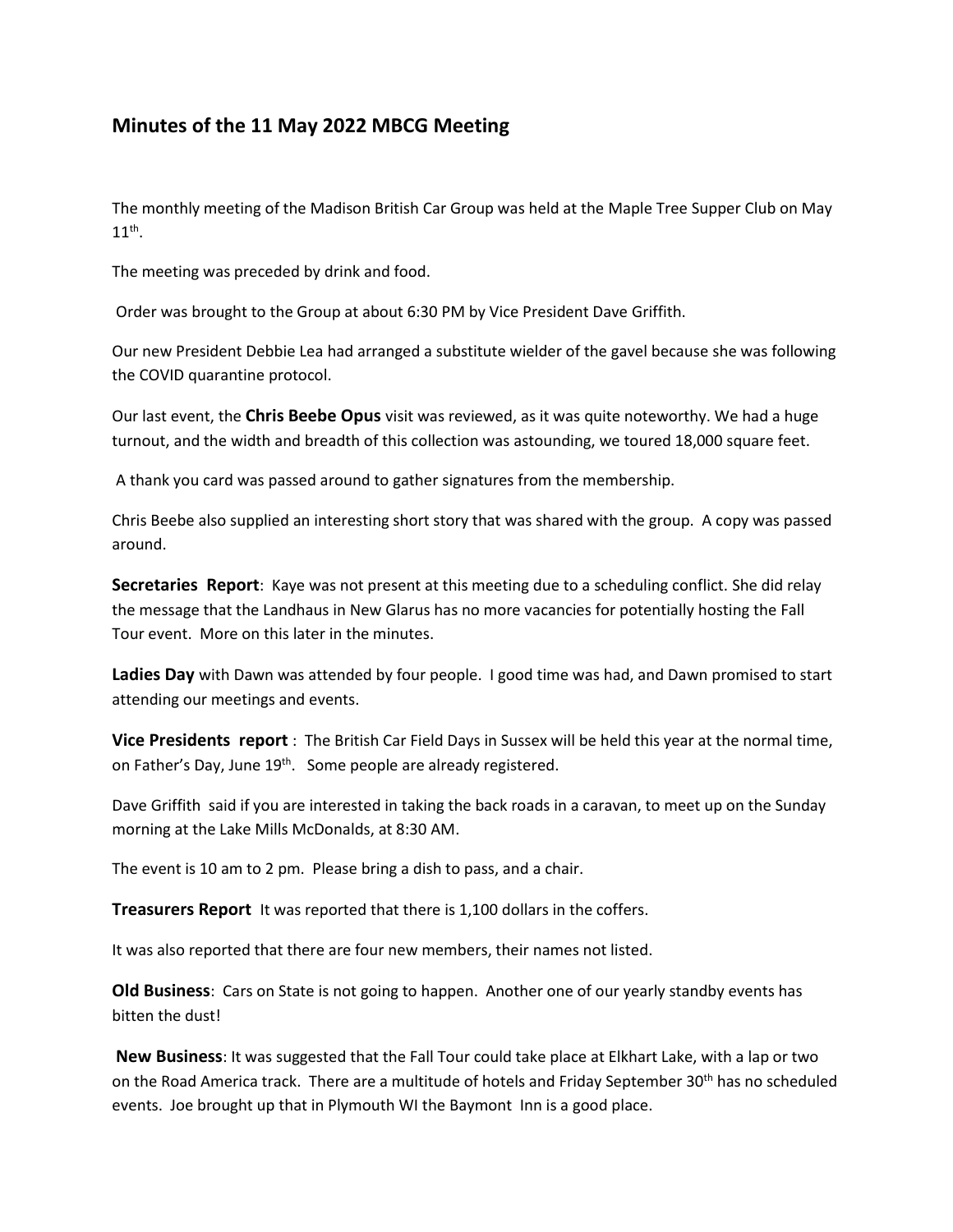## Minutes of the 11 May 2022 MBCG Meeting

The monthly meeting of the Madison British Car Group was held at the Maple Tree Supper Club on May 11th.

The meeting was preceded by drink and food.

Order was brought to the Group at about 6:30 PM by Vice President Dave Griffith.

Our new President Debbie Lea had arranged a substitute wielder of the gavel because she was following the COVID quarantine protocol.

Our last event, the **Chris Beebe Opus** visit was reviewed, as it was quite noteworthy. We had a huge turnout, and the width and breadth of this collection was astounding, we toured 18,000 square feet.

A thank you card was passed around to gather signatures from the membership.

Chris Beebe also supplied an interesting short story that was shared with the group. A copy was passed around.

**Secretaries Report**: Kaye was not present at this meeting due to a scheduling conflict. She did relay the message that the Landhaus in New Glarus has no more vacancies for potentially hosting the Fall Tour event. More on this later in the minutes.

**Ladies Day** with Dawn was attended by four people. I good time was had, and Dawn promised to start attending our meetings and events.

**Vice Presidents report** : The British Car Field Days in Sussex will be held this year at the normal time, on Father's Day, June 19th. Some people are already registered.

Dave Griffith said if you are interested in taking the back roads in a caravan, to meet up on the Sunday morning at the Lake Mills McDonalds, at 8:30 AM.

The event is 10 am to 2 pm. Please bring a dish to pass, and a chair.

**Treasurers Report** It was reported that there is 1,100 dollars in the coffers.

It was also reported that there are four new members, their names not listed.

**Old Business**: Cars on State is not going to happen. Another one of our yearly standby events has bitten the dust!

**New Business**: It was suggested that the Fall Tour could take place at Elkhart Lake, with a lap or two on the Road America track. There are a multitude of hotels and Friday September 30th has no scheduled events. Joe brought up that in Plymouth WI the Baymont Inn is a good place.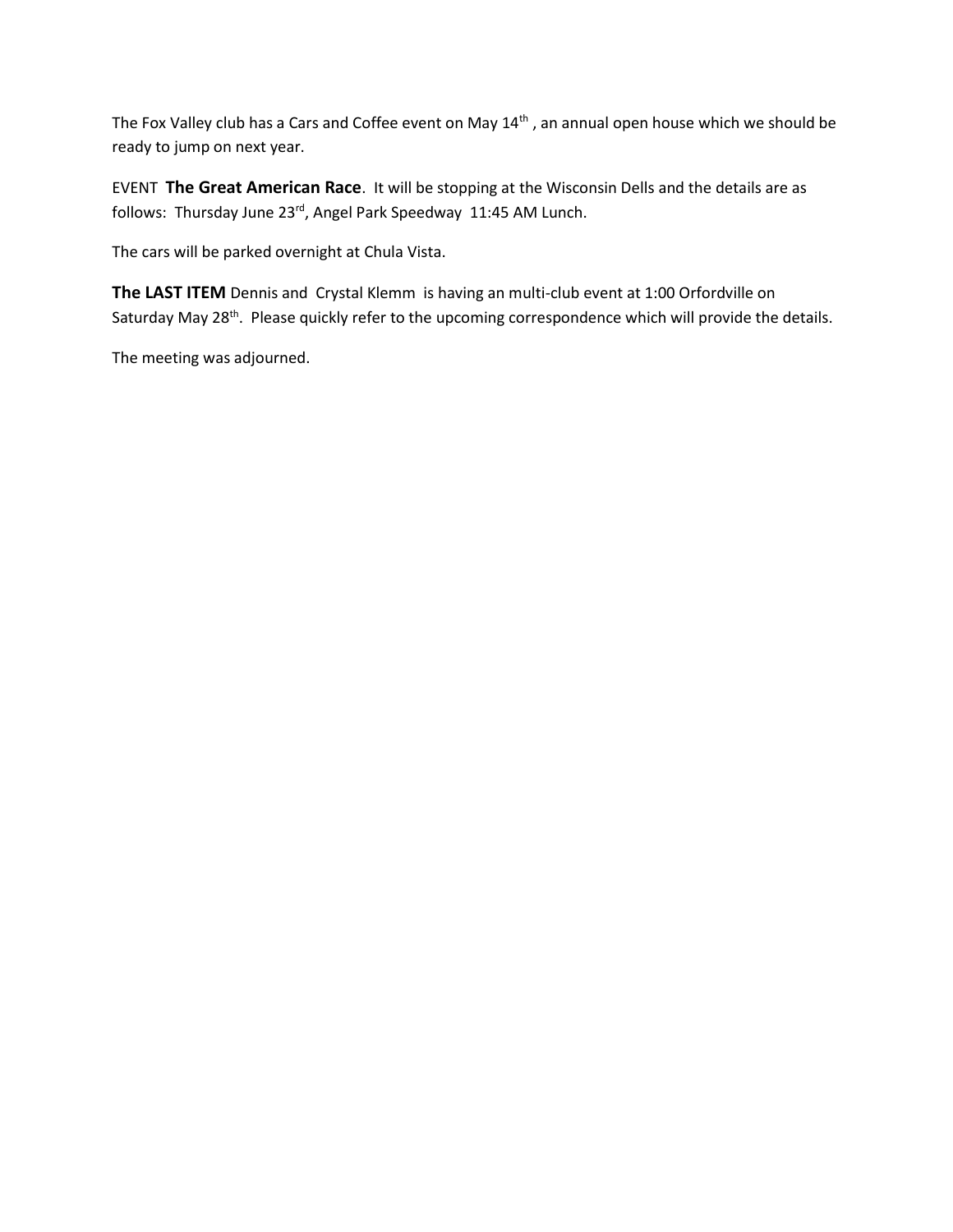The Fox Valley club has a Cars and Coffee event on May 14th , an annual open house which we should be ready to jump on next year.

EVENT **The Great American Race**. It will be stopping at the Wisconsin Dells and the details are as follows: Thursday June 23rd, Angel Park Speedway 11:45 AM Lunch.

The cars will be parked overnight at Chula Vista.

**The LAST ITEM** Dennis and Crystal Klemm is having an multi-club event at 1:00 Orfordville on Saturday May 28th. Please quickly refer to the upcoming correspondence which will provide the details.

The meeting was adjourned.